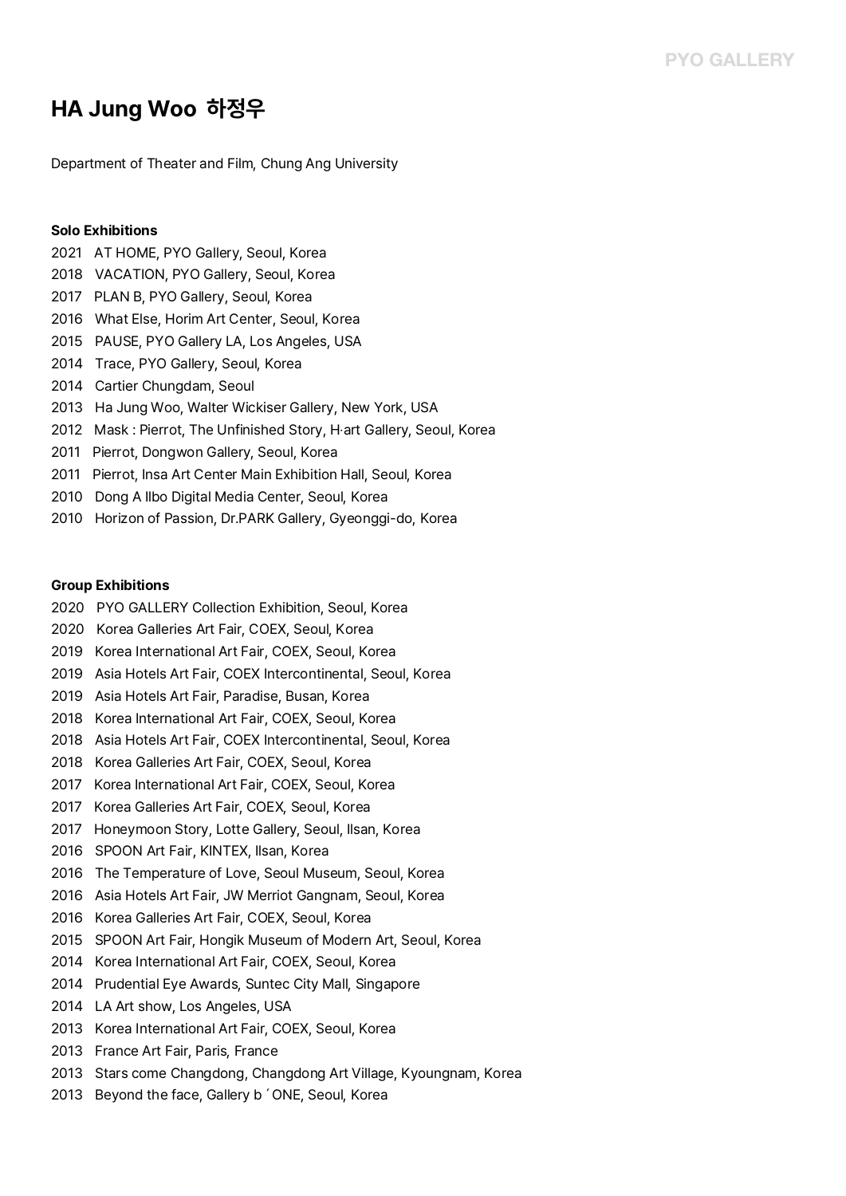# HA Jung Woo 하정우

Department of Theater and Film, Chung Ang University

**Solo Exhibitions**

2021 AT HOME, PYO Gallery, Seoul, Korea
2018 VACATION, PYO Gallery, Seoul, Korea
2017 PLAN B, PYO Gallery, Seoul, Korea
2016 What Else, Horim Art Center, Seoul, Korea
2015 PAUSE, PYO Gallery LA, Los Angeles, USA
2014 Trace, PYO Gallery, Seoul, Korea
2014 Cartier Chungdam, Seoul
2013 Ha Jung Woo, Walter Wickiser Gallery, New York, USA
2012 Mask : Pierrot, The Unfinished Story, H·art Gallery, Seoul, Korea
2011 Pierrot, Dongwon Gallery, Seoul, Korea
2011 Pierrot, Insa Art Center Main Exhibition Hall, Seoul, Korea
2010 Dong A Ilbo Digital Media Center, Seoul, Korea
2010 Horizon of Passion, Dr.PARK Gallery, Gyeonggi-do, Korea

**Group Exhibitions**

2020 PYO GALLERY Collection Exhibition, Seoul, Korea
2020 Korea Galleries Art Fair, COEX, Seoul, Korea
2019 Korea International Art Fair, COEX, Seoul, Korea
2019 Asia Hotels Art Fair, COEX Intercontinental, Seoul, Korea
2019 Asia Hotels Art Fair, Paradise, Busan, Korea
2018 Korea International Art Fair, COEX, Seoul, Korea
2018 Asia Hotels Art Fair, COEX Intercontinental, Seoul, Korea
2018 Korea Galleries Art Fair, COEX, Seoul, Korea
2017 Korea International Art Fair, COEX, Seoul, Korea
2017 Korea Galleries Art Fair, COEX, Seoul, Korea
2017 Honeymoon Story, Lotte Gallery, Seoul, Ilsan, Korea
2016 SPOON Art Fair, KINTEX, Ilsan, Korea
2016 The Temperature of Love, Seoul Museum, Seoul, Korea
2016 Asia Hotels Art Fair, JW Merriot Gangnam, Seoul, Korea
2016 Korea Galleries Art Fair, COEX, Seoul, Korea
2015 SPOON Art Fair, Hongik Museum of Modern Art, Seoul, Korea
2014 Korea International Art Fair, COEX, Seoul, Korea
2014 Prudential Eye Awards, Suntec City Mall, Singapore
2014 LA Art show, Los Angeles, USA
2013 Korea International Art Fair, COEX, Seoul, Korea
2013 France Art Fair, Paris, France
2013 Stars come Changdong, Changdong Art Village, Kyoungnam, Korea
2013 Beyond the face, Gallery b ´ONE, Seoul, Korea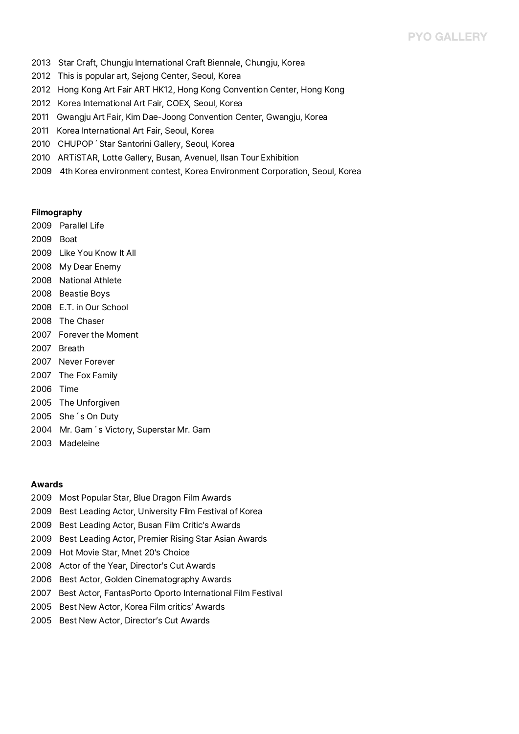2013 Star Craft, Chungju International Craft Biennale, Chungju, Korea
2012 This is popular art, Sejong Center, Seoul, Korea
2012 Hong Kong Art Fair ART HK12, Hong Kong Convention Center, Hong Kong
2012 Korea International Art Fair, COEX, Seoul, Korea
2011 Gwangju Art Fair, Kim Dae-Joong Convention Center, Gwangju, Korea
2011 Korea International Art Fair, Seoul, Korea
2010 CHUPOP´Star Santorini Gallery, Seoul, Korea
2010 ARTiSTAR, Lotte Gallery, Busan, Avenuel, Ilsan Tour Exhibition
2009 4th Korea environment contest, Korea Environment Corporation, Seoul, Korea

**Filmography**

2009 Parallel Life
2009 Boat
2009 Like You Know It All
2008 My Dear Enemy
2008 National Athlete
2008 Beastie Boys
2008 E.T. in Our School
2008 The Chaser
2007 Forever the Moment
2007 Breath
2007 Never Forever
2007 The Fox Family
2006 Time
2005 The Unforgiven
2005 She´s On Duty
2004 Mr. Gam´s Victory, Superstar Mr. Gam
2003 Madeleine

**Awards**

2009 Most Popular Star, Blue Dragon Film Awards
2009 Best Leading Actor, University Film Festival of Korea
2009 Best Leading Actor, Busan Film Critic's Awards
2009 Best Leading Actor, Premier Rising Star Asian Awards
2009 Hot Movie Star, Mnet 20's Choice
2008 Actor of the Year, Director's Cut Awards
2006 Best Actor, Golden Cinematography Awards
2007 Best Actor, FantasPorto Oporto International Film Festival
2005 Best New Actor, Korea Film critics' Awards
2005 Best New Actor, Director's Cut Awards